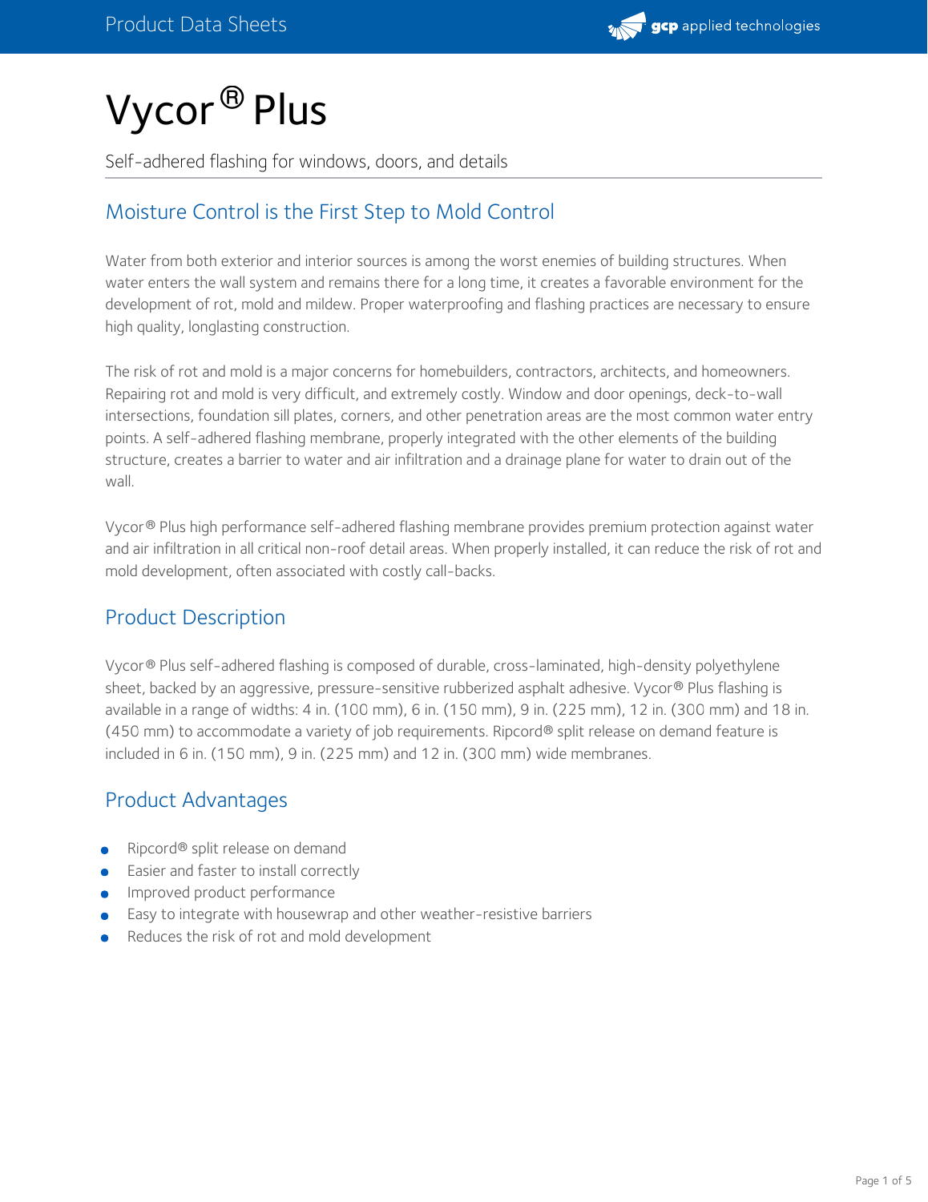# Vycor® Plus

Self-adhered flashing for windows, doors, and details

## Moisture Control is the First Step to Mold Control

Water from both exterior and interior sources is among the worst enemies of building structures. When water enters the wall system and remains there for a long time, it creates a favorable environment for the development of rot, mold and mildew. Proper waterproofing and flashing practices are necessary to ensure high quality, longlasting construction.

The risk of rot and mold is a major concerns for homebuilders, contractors, architects, and homeowners. Repairing rot and mold is very difficult, and extremely costly. Window and door openings, deck-to-wall intersections, foundation sill plates, corners, and other penetration areas are the most common water entry points. A self-adhered flashing membrane, properly integrated with the other elements of the building structure, creates a barrier to water and air infiltration and a drainage plane for water to drain out of the wall.

Vycor® Plus high performance self-adhered flashing membrane provides premium protection against water and air infiltration in all critical non-roof detail areas. When properly installed, it can reduce the risk of rot and mold development, often associated with costly call-backs.

## Product Description

Vycor® Plus self-adhered flashing is composed of durable, cross-laminated, high-density polyethylene sheet, backed by an aggressive, pressure-sensitive rubberized asphalt adhesive. Vycor® Plus flashing is available in a range of widths: 4 in. (100 mm), 6 in. (150 mm), 9 in. (225 mm), 12 in. (300 mm) and 18 in. (450 mm) to accommodate a variety of job requirements. Ripcord® split release on demand feature is included in 6 in. (150 mm), 9 in. (225 mm) and 12 in. (300 mm) wide membranes.

## Product Advantages

- Ripcord® split release on demand
- Easier and faster to install correctly
- Improved product performance
- Easy to integrate with housewrap and other weather-resistive barriers
- Reduces the risk of rot and mold development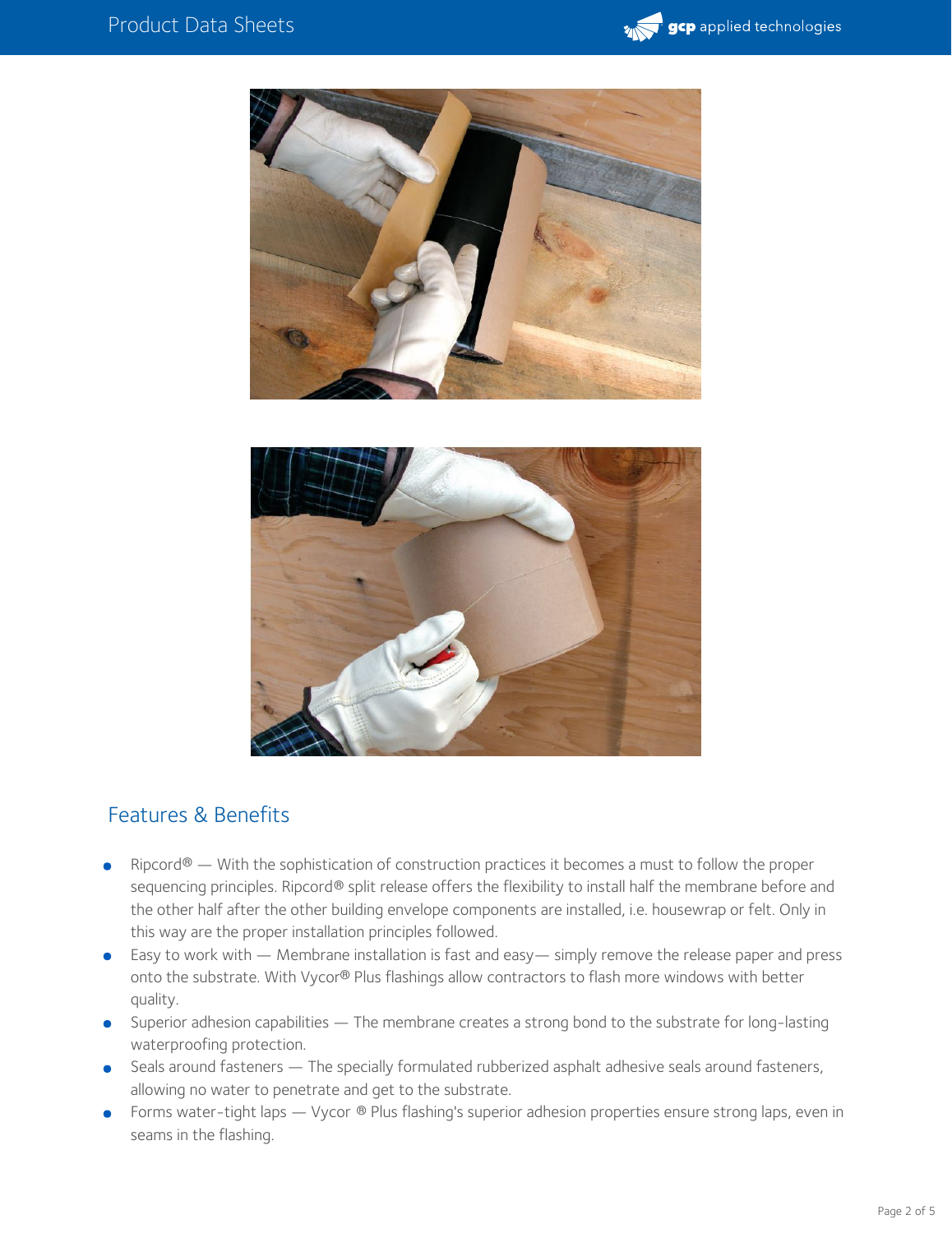## Features & Benefits

- Ripcord® — With the sophistication of construction practices it becomes a must to follow the proper sequencing principles. Ripcord® split release offers the flexibility to install half the membrane before and the other half after the other building envelope components are installed, i.e. housewrap or felt. Only in this way are the proper installation principles followed.
- Easy to work with — Membrane installation is fast and easy— simply remove the release paper and press onto the substrate. With Vycor® Plus flashings allow contractors to flash more windows with better quality.
- Superior adhesion capabilities — The membrane creates a strong bond to the substrate for long-lasting waterproofing protection.
- Seals around fasteners — The specially formulated rubberized asphalt adhesive seals around fasteners, allowing no water to penetrate and get to the substrate.
- Forms water-tight laps — Vycor ® Plus flashing's superior adhesion properties ensure strong laps, even in seams in the flashing.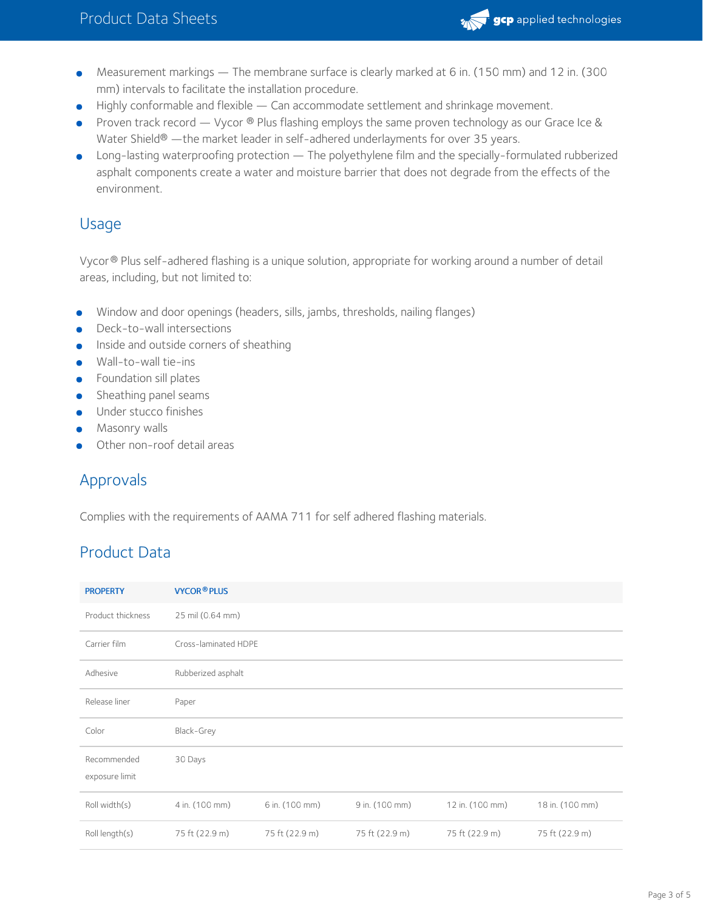- Measurement markings — The membrane surface is clearly marked at 6 in. (150 mm) and 12 in. (300 mm) intervals to facilitate the installation procedure.
- Highly conformable and flexible — Can accommodate settlement and shrinkage movement.
- Proven track record — Vycor ® Plus flashing employs the same proven technology as our Grace Ice & Water Shield® —the market leader in self-adhered underlayments for over 35 years.
- Long-lasting waterproofing protection — The polyethylene film and the specially-formulated rubberized asphalt components create a water and moisture barrier that does not degrade from the effects of the environment.

## Usage

Vycor® Plus self-adhered flashing is a unique solution, appropriate for working around a number of detail areas, including, but not limited to:

- Window and door openings (headers, sills, jambs, thresholds, nailing flanges)
- Deck-to-wall intersections
- Inside and outside corners of sheathing
- Wall-to-wall tie-ins
- Foundation sill plates
- Sheathing panel seams
- Under stucco finishes
- Masonry walls
- Other non-roof detail areas

## Approvals

Complies with the requirements of AAMA 711 for self adhered flashing materials.

## Product Data

| PROPERTY | VYCOR® PLUS | | | | |
|---|---|---|---|---|---|
| Product thickness | 25 mil (0.64 mm) | | | | |
| Carrier film | Cross-laminated HDPE | | | | |
| Adhesive | Rubberized asphalt | | | | |
| Release liner | Paper | | | | |
| Color | Black-Grey | | | | |
| Recommended exposure limit | 30 Days | | | | |
| Roll width(s) | 4 in. (100 mm) | 6 in. (100 mm) | 9 in. (100 mm) | 12 in. (100 mm) | 18 in. (100 mm) |
| Roll length(s) | 75 ft (22.9 m) | 75 ft (22.9 m) | 75 ft (22.9 m) | 75 ft (22.9 m) | 75 ft (22.9 m) |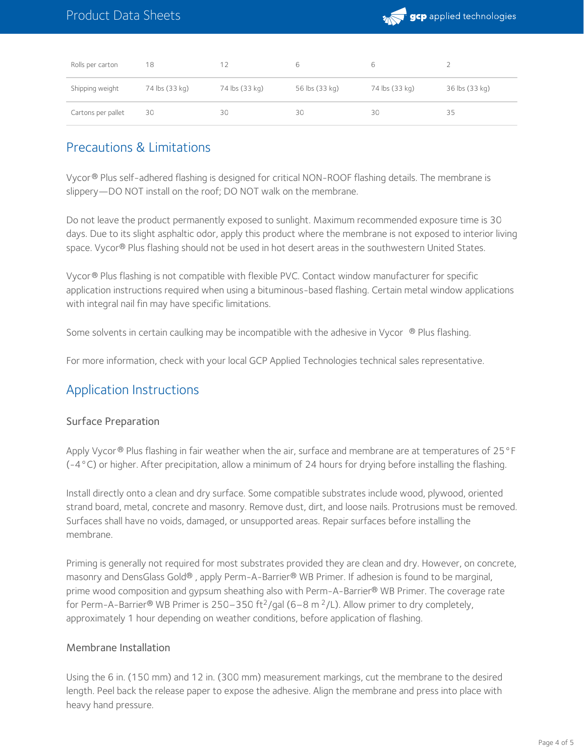| Rolls per carton | 18 | 12 | 6 | 6 | 2 |
|---|---|---|---|---|---|
| Shipping weight | 74 lbs (33 kg) | 74 lbs (33 kg) | 56 lbs (33 kg) | 74 lbs (33 kg) | 36 lbs (33 kg) |
| Cartons per pallet | 30 | 30 | 30 | 30 | 35 |

## Precautions & Limitations

Vycor® Plus self-adhered flashing is designed for critical NON-ROOF flashing details. The membrane is slippery—DO NOT install on the roof; DO NOT walk on the membrane.

Do not leave the product permanently exposed to sunlight. Maximum recommended exposure time is 30 days. Due to its slight asphaltic odor, apply this product where the membrane is not exposed to interior living space. Vycor® Plus flashing should not be used in hot desert areas in the southwestern United States.

Vycor® Plus flashing is not compatible with flexible PVC. Contact window manufacturer for specific application instructions required when using a bituminous-based flashing. Certain metal window applications with integral nail fin may have specific limitations.

Some solvents in certain caulking may be incompatible with the adhesive in Vycor ® Plus flashing.

For more information, check with your local GCP Applied Technologies technical sales representative.

## Application Instructions

### Surface Preparation

Apply Vycor® Plus flashing in fair weather when the air, surface and membrane are at temperatures of 25°F (-4°C) or higher. After precipitation, allow a minimum of 24 hours for drying before installing the flashing.

Install directly onto a clean and dry surface. Some compatible substrates include wood, plywood, oriented strand board, metal, concrete and masonry. Remove dust, dirt, and loose nails. Protrusions must be removed. Surfaces shall have no voids, damaged, or unsupported areas. Repair surfaces before installing the membrane.

Priming is generally not required for most substrates provided they are clean and dry. However, on concrete, masonry and DensGlass Gold® , apply Perm-A-Barrier® WB Primer. If adhesion is found to be marginal, prime wood composition and gypsum sheathing also with Perm-A-Barrier® WB Primer. The coverage rate for Perm-A-Barrier® WB Primer is 250–350 $ft^2$/gal (6–8 $m^2$/L). Allow primer to dry completely, approximately 1 hour depending on weather conditions, before application of flashing.

### Membrane Installation

Using the 6 in. (150 mm) and 12 in. (300 mm) measurement markings, cut the membrane to the desired length. Peel back the release paper to expose the adhesive. Align the membrane and press into place with heavy hand pressure.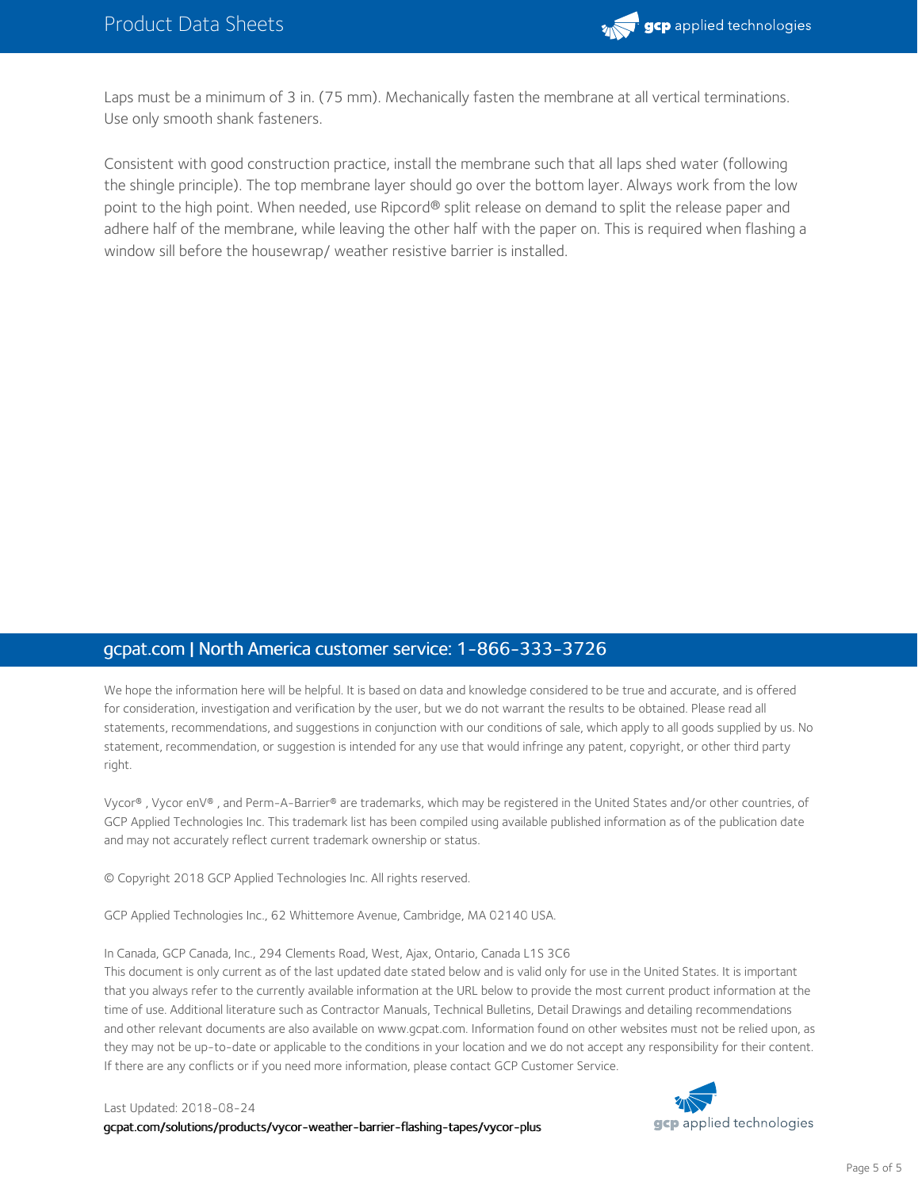Laps must be a minimum of 3 in. (75 mm). Mechanically fasten the membrane at all vertical terminations. Use only smooth shank fasteners.

Consistent with good construction practice, install the membrane such that all laps shed water (following the shingle principle). The top membrane layer should go over the bottom layer. Always work from the low point to the high point. When needed, use Ripcord® split release on demand to split the release paper and adhere half of the membrane, while leaving the other half with the paper on. This is required when flashing a window sill before the housewrap/ weather resistive barrier is installed.

**gcpat.com | North America customer service: 1-866-333-3726**

We hope the information here will be helpful. It is based on data and knowledge considered to be true and accurate, and is offered for consideration, investigation and verification by the user, but we do not warrant the results to be obtained. Please read all statements, recommendations, and suggestions in conjunction with our conditions of sale, which apply to all goods supplied by us. No statement, recommendation, or suggestion is intended for any use that would infringe any patent, copyright, or other third party right.

Vycor® , Vycor enV® , and Perm-A-Barrier® are trademarks, which may be registered in the United States and/or other countries, of GCP Applied Technologies Inc. This trademark list has been compiled using available published information as of the publication date and may not accurately reflect current trademark ownership or status.

© Copyright 2018 GCP Applied Technologies Inc. All rights reserved.

GCP Applied Technologies Inc., 62 Whittemore Avenue, Cambridge, MA 02140 USA.

In Canada, GCP Canada, Inc., 294 Clements Road, West, Ajax, Ontario, Canada L1S 3C6
This document is only current as of the last updated date stated below and is valid only for use in the United States. It is important that you always refer to the currently available information at the URL below to provide the most current product information at the time of use. Additional literature such as Contractor Manuals, Technical Bulletins, Detail Drawings and detailing recommendations and other relevant documents are also available on www.gcpat.com. Information found on other websites must not be relied upon, as they may not be up-to-date or applicable to the conditions in your location and we do not accept any responsibility for their content. If there are any conflicts or if you need more information, please contact GCP Customer Service.

Last Updated: 2018-08-24
gcpat.com/solutions/products/vycor-weather-barrier-flashing-tapes/vycor-plus